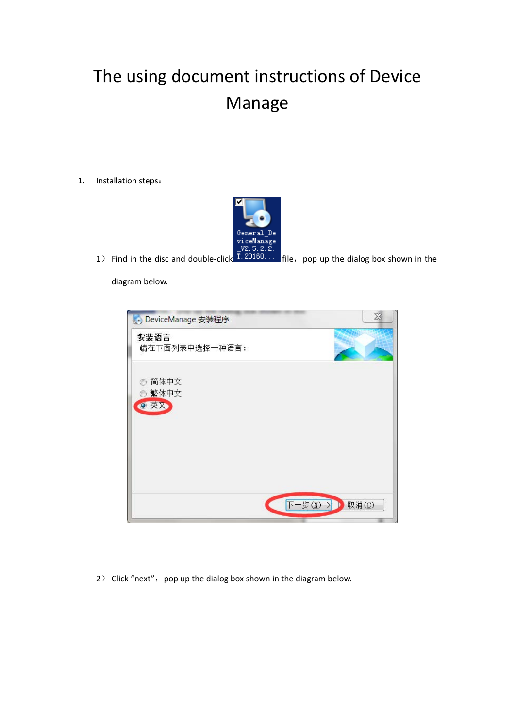# The using document instructions of Device Manage

1. Installation steps：

1）Find in the disc and double-click General_DeviceManage_V2.5.2.2.T.20160... file，pop up the dialog box shown in the diagram below.

2）Click “next”，pop up the dialog box shown in the diagram below.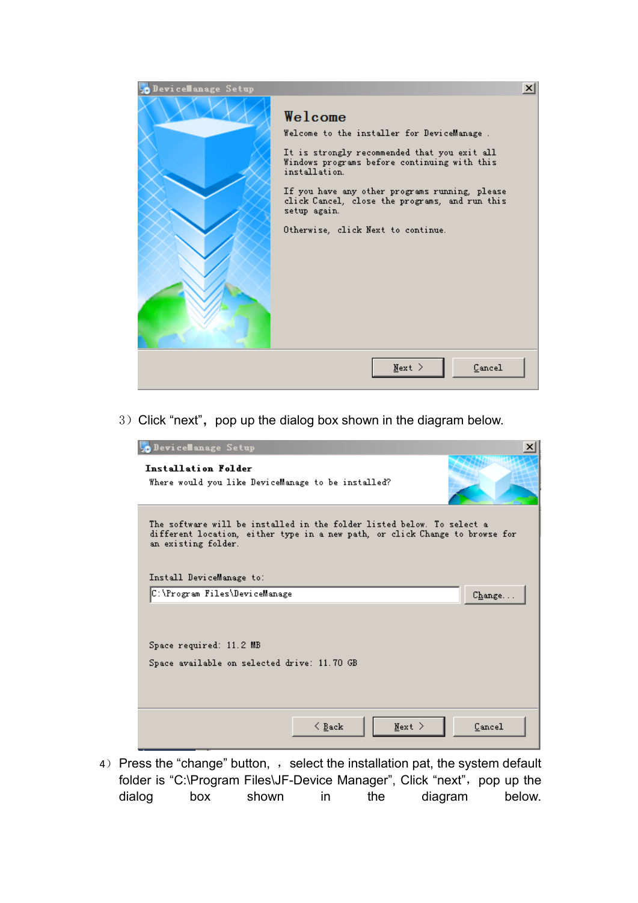DeviceManage Setup

**Welcome**

Welcome to the installer for DeviceManage .

It is strongly recommended that you exit all Windows programs before continuing with this installation.

If you have any other programs running, please click Cancel, close the programs, and run this setup again.

Otherwise, click Next to continue.

Next > Cancel

3）Click “next”，pop up the dialog box shown in the diagram below.

DeviceManage Setup

**Installation Folder**

Where would you like DeviceManage to be installed?

The software will be installed in the folder listed below. To select a different location, either type in a new path, or click Change to browse for an existing folder.

Install DeviceManage to:

C:\Program Files\DeviceManage Change...

Space required: 11.2 MB

Space available on selected drive: 11.70 GB

< Back Next > Cancel

4）Press the “change” button, ，select the installation pat, the system default folder is “C:\Program Files\JF-Device Manager”, Click “next”，pop up the dialog box shown in the diagram below.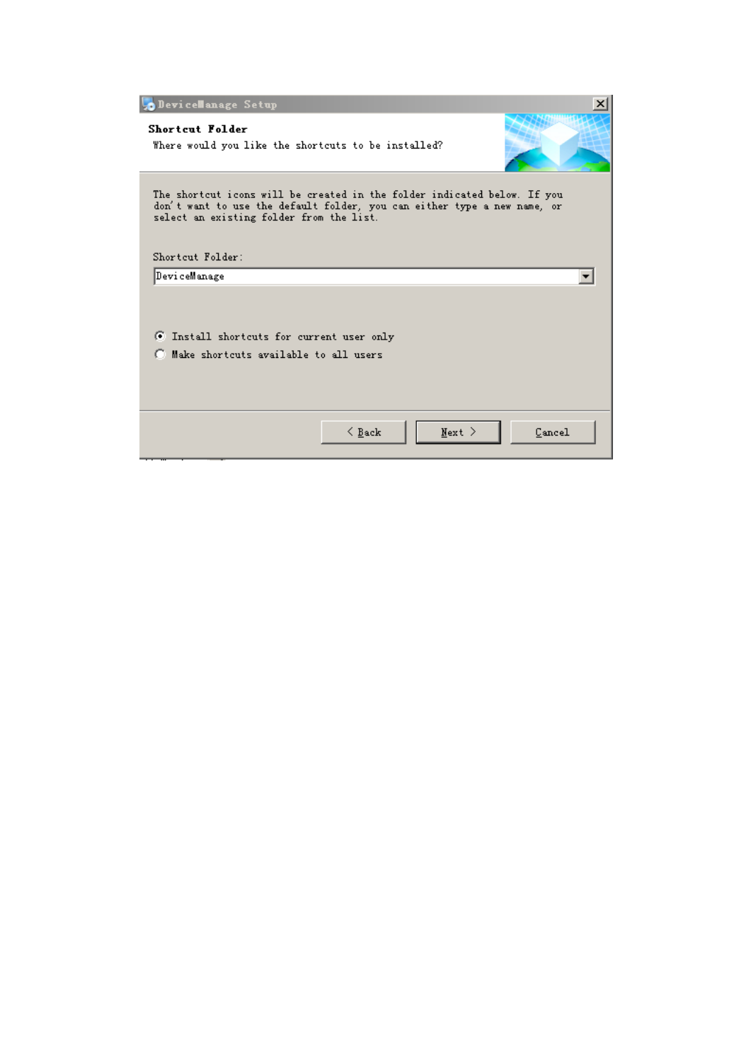DeviceManage Setup

**Shortcut Folder**

Where would you like the shortcuts to be installed?

The shortcut icons will be created in the folder indicated below. If you don't want to use the default folder, you can either type a new name, or select an existing folder from the list.

Shortcut Folder:

DeviceManage

- (•) Install shortcuts for current user only
- ( ) Make shortcuts available to all users

< Back | Next > | Cancel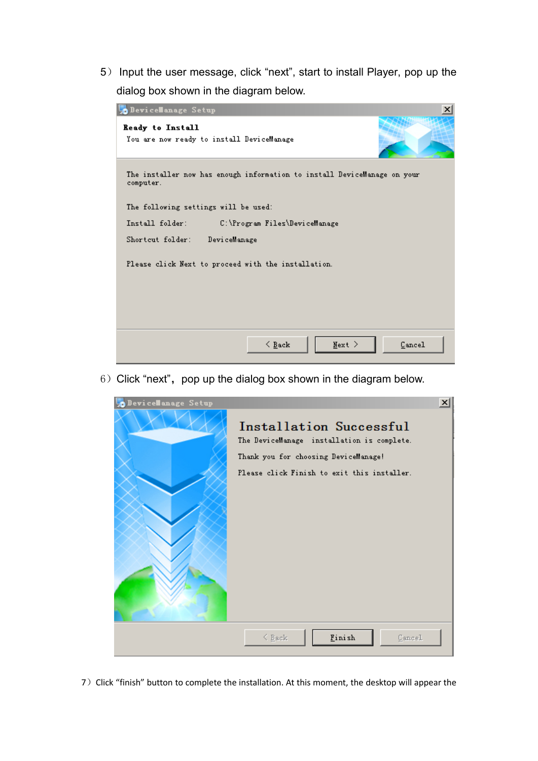5） Input the user message, click “next”, start to install Player, pop up the dialog box shown in the diagram below.

DeviceManage Setup

**Ready to Install**

You are now ready to install DeviceManage

The installer now has enough information to install DeviceManage on your computer.

The following settings will be used:

Install folder: C:\Program Files\DeviceManage

Shortcut folder: DeviceManage

Please click Next to proceed with the installation.

< Back | Next > | Cancel

6） Click “next”, pop up the dialog box shown in the diagram below.

DeviceManage Setup

**Installation Successful**

The DeviceManage installation is complete.

Thank you for choosing DeviceManage!

Please click Finish to exit this installer.

< Back | Finish | Cancel

7） Click “finish” button to complete the installation. At this moment, the desktop will appear the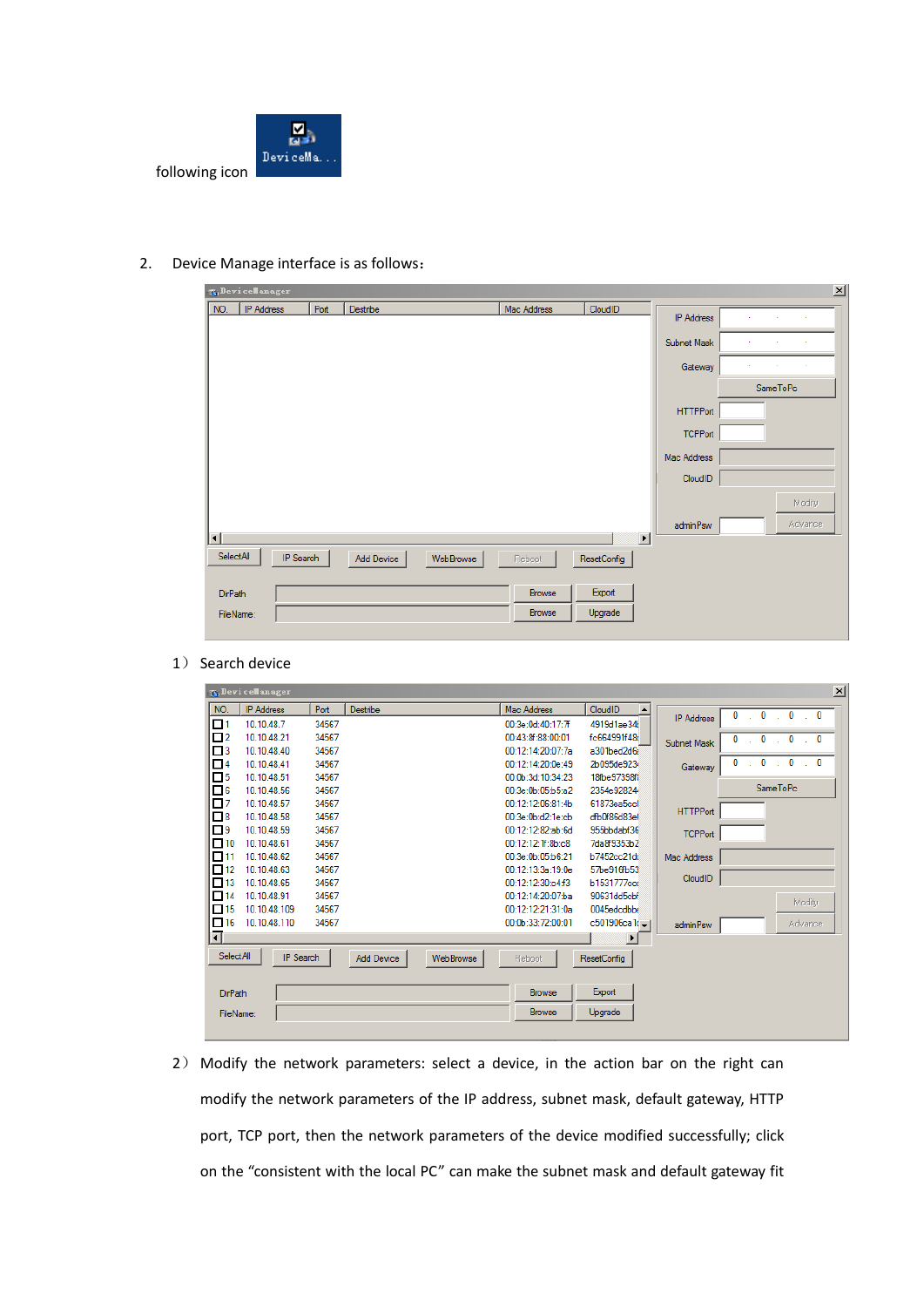following icon

2. Device Manage interface is as follows：

1） Search device

2） Modify the network parameters: select a device, in the action bar on the right can modify the network parameters of the IP address, subnet mask, default gateway, HTTP port, TCP port, then the network parameters of the device modified successfully; click on the “consistent with the local PC” can make the subnet mask and default gateway fit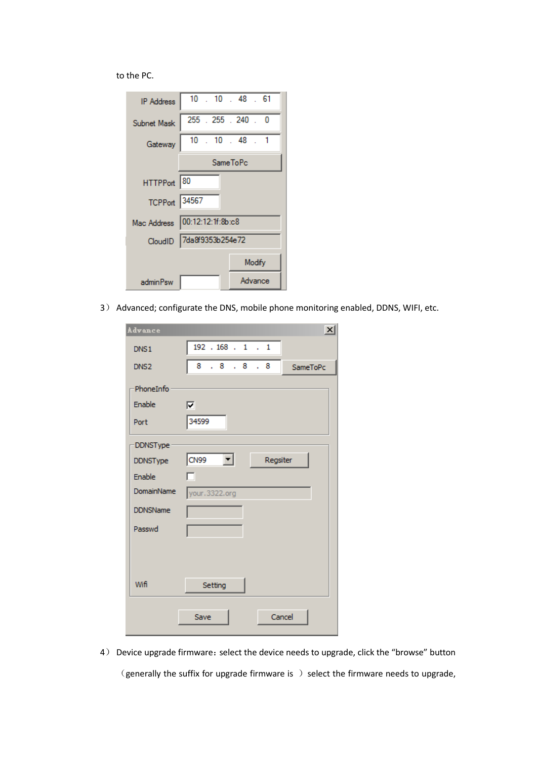to the PC.

| IP Address | 10 . 10 . 48 . 61 |
| --- | --- |
| Subnet Mask | 255 . 255 . 240 . 0 |
| Gateway | 10 . 10 . 48 . 1 |
| | SameToPc |
| HTTPPort | 80 |
| TCPPort | 34567 |
| Mac Address | 00:12:12:1f:8b:c8 |
| CloudID | 7da8f9353b254e72 |
| | Modify |
| adminPsw | Advance |

3） Advanced; configurate the DNS, mobile phone monitoring enabled, DDNS, WIFI, etc.

**Advance**

| | | |
| --- | --- | --- |
| DNS1 | 192 . 168 . 1 . 1 | |
| DNS2 | 8 . 8 . 8 . 8 | SameToPc |

PhoneInfo

| | |
| --- | --- |
| Enable | ☑ |
| Port | 34599 |

DDNSType

| | | |
| --- | --- | --- |
| DDNSType | CN99 | Regsiter |
| Enable | ☐ | |
| DomainName | your.3322.org | |
| DDNSName | | |
| Passwd | | |
| Wifi | Setting | |

Save | Cancel

4） Device upgrade firmware：select the device needs to upgrade, click the "browse" button （generally the suffix for upgrade firmware is ） select the firmware needs to upgrade,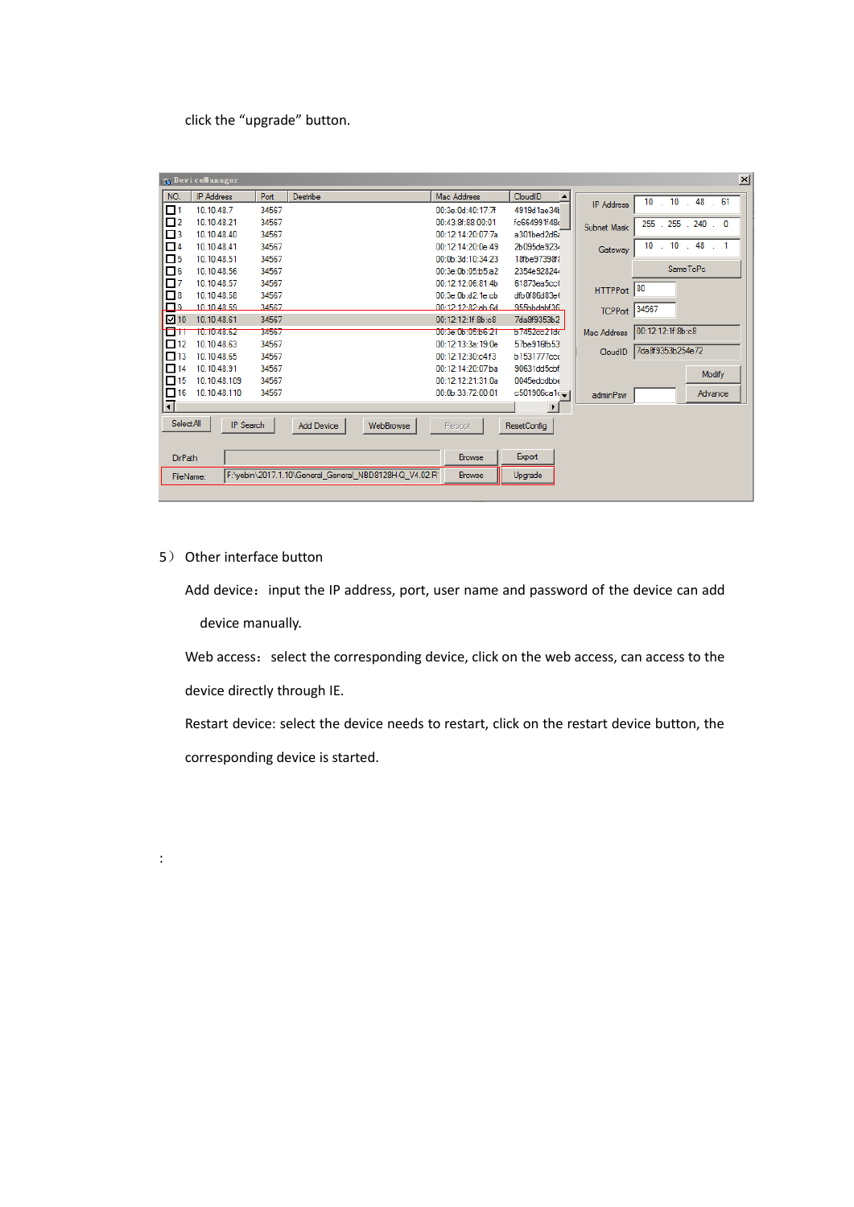click the "upgrade" button.

5） Other interface button

Add device： input the IP address, port, user name and password of the device can add device manually.

Web access： select the corresponding device, click on the web access, can access to the device directly through IE.

Restart device: select the device needs to restart, click on the restart device button, the corresponding device is started.

: